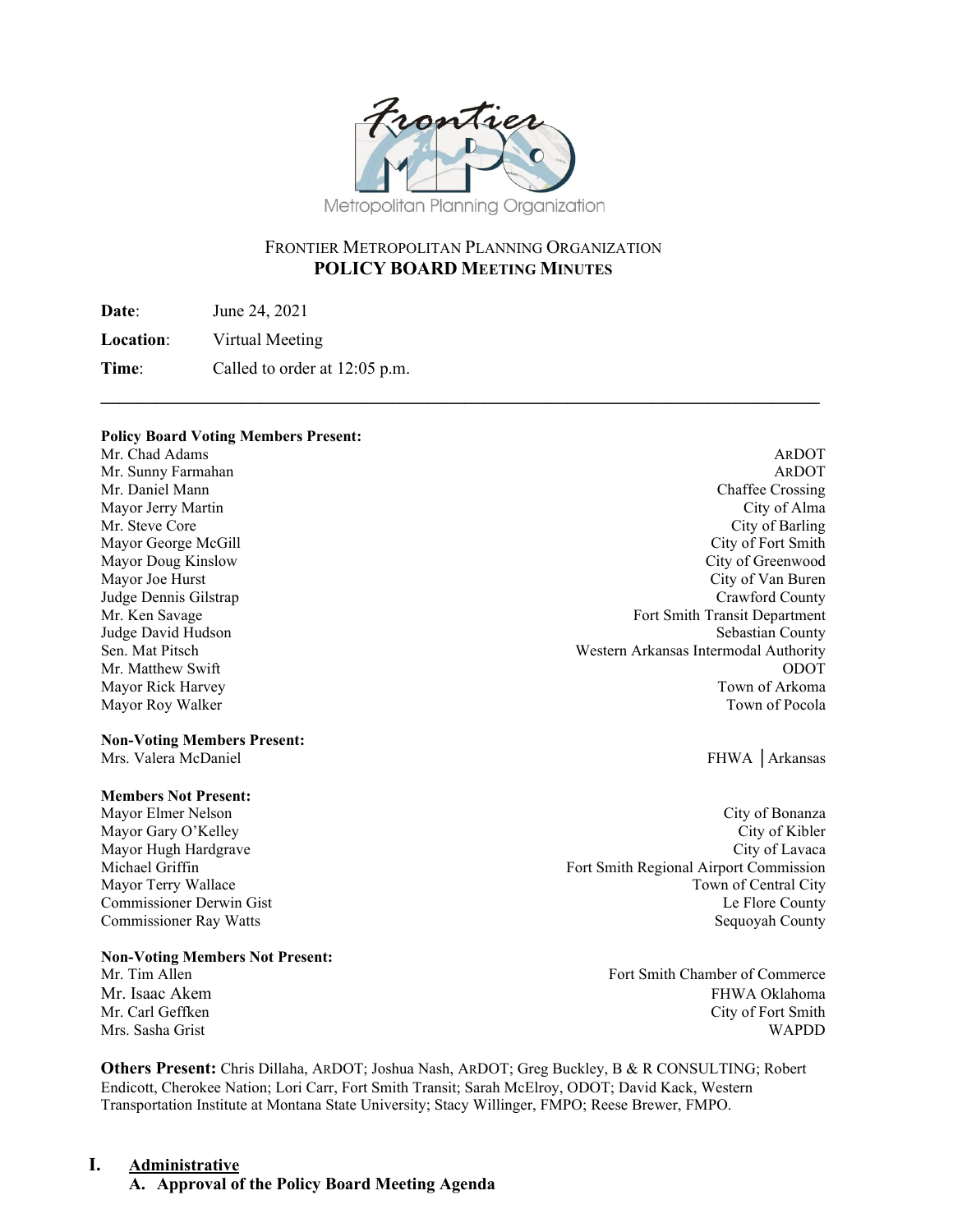# Frontier Metropolitan Planning Organization

## POLICY BOARD MEETING MINUTES

**Date**: June 24, 2021

**Location**: Virtual Meeting

**Time**: Called to order at 12:05 p.m.

---

**Policy Board Voting Members Present:**

| | |
|---|---|
| Mr. Chad Adams | ARDOT |
| Mr. Sunny Farmahan | ARDOT |
| Mr. Daniel Mann | Chaffee Crossing |
| Mayor Jerry Martin | City of Alma |
| Mr. Steve Core | City of Barling |
| Mayor George McGill | City of Fort Smith |
| Mayor Doug Kinslow | City of Greenwood |
| Mayor Joe Hurst | City of Van Buren |
| Judge Dennis Gilstrap | Crawford County |
| Mr. Ken Savage | Fort Smith Transit Department |
| Judge David Hudson | Sebastian County |
| Sen. Mat Pitsch | Western Arkansas Intermodal Authority |
| Mr. Matthew Swift | ODOT |
| Mayor Rick Harvey | Town of Arkoma |
| Mayor Roy Walker | Town of Pocola |

**Non-Voting Members Present:**

| | |
|---|---|
| Mrs. Valera McDaniel | FHWA │Arkansas |

**Members Not Present:**

| | |
|---|---|
| Mayor Elmer Nelson | City of Bonanza |
| Mayor Gary O'Kelley | City of Kibler |
| Mayor Hugh Hardgrave | City of Lavaca |
| Michael Griffin | Fort Smith Regional Airport Commission |
| Mayor Terry Wallace | Town of Central City |
| Commissioner Derwin Gist | Le Flore County |
| Commissioner Ray Watts | Sequoyah County |

**Non-Voting Members Not Present:**

| | |
|---|---|
| Mr. Tim Allen | Fort Smith Chamber of Commerce |
| Mr. Isaac Akem | FHWA Oklahoma |
| Mr. Carl Geffken | City of Fort Smith |
| Mrs. Sasha Grist | WAPDD |

**Others Present:** Chris Dillaha, ARDOT; Joshua Nash, ARDOT; Greg Buckley, B & R CONSULTING; Robert Endicott, Cherokee Nation; Lori Carr, Fort Smith Transit; Sarah McElroy, ODOT; David Kack, Western Transportation Institute at Montana State University; Stacy Willinger, FMPO; Reese Brewer, FMPO.

## I. Administrative

### A. Approval of the Policy Board Meeting Agenda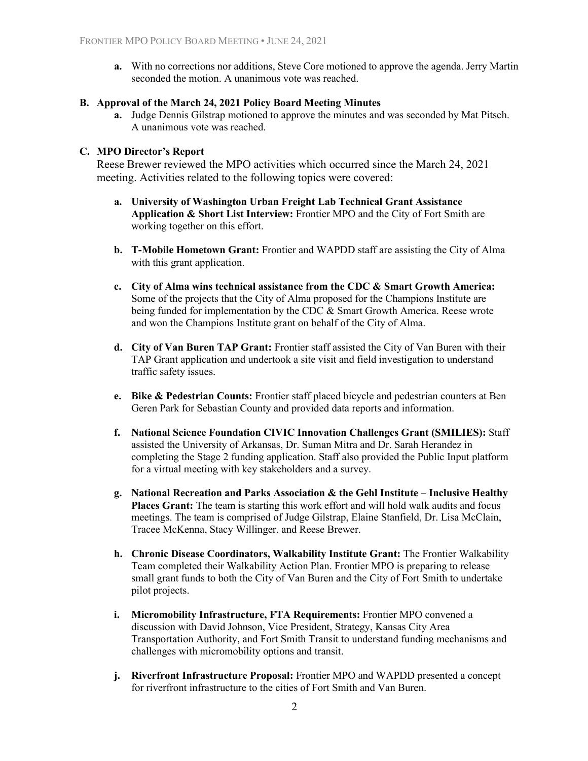a. With no corrections nor additions, Steve Core motioned to approve the agenda. Jerry Martin seconded the motion. A unanimous vote was reached.

**B. Approval of the March 24, 2021 Policy Board Meeting Minutes**

a. Judge Dennis Gilstrap motioned to approve the minutes and was seconded by Mat Pitsch. A unanimous vote was reached.

**C. MPO Director's Report**

Reese Brewer reviewed the MPO activities which occurred since the March 24, 2021 meeting. Activities related to the following topics were covered:

a. **University of Washington Urban Freight Lab Technical Grant Assistance Application & Short List Interview:** Frontier MPO and the City of Fort Smith are working together on this effort.

b. **T-Mobile Hometown Grant:** Frontier and WAPDD staff are assisting the City of Alma with this grant application.

c. **City of Alma wins technical assistance from the CDC & Smart Growth America:** Some of the projects that the City of Alma proposed for the Champions Institute are being funded for implementation by the CDC & Smart Growth America. Reese wrote and won the Champions Institute grant on behalf of the City of Alma.

d. **City of Van Buren TAP Grant:** Frontier staff assisted the City of Van Buren with their TAP Grant application and undertook a site visit and field investigation to understand traffic safety issues.

e. **Bike & Pedestrian Counts:** Frontier staff placed bicycle and pedestrian counters at Ben Geren Park for Sebastian County and provided data reports and information.

f. **National Science Foundation CIVIC Innovation Challenges Grant (SMILIES):** Staff assisted the University of Arkansas, Dr. Suman Mitra and Dr. Sarah Herandez in completing the Stage 2 funding application. Staff also provided the Public Input platform for a virtual meeting with key stakeholders and a survey.

g. **National Recreation and Parks Association & the Gehl Institute – Inclusive Healthy Places Grant:** The team is starting this work effort and will hold walk audits and focus meetings. The team is comprised of Judge Gilstrap, Elaine Stanfield, Dr. Lisa McClain, Tracee McKenna, Stacy Willinger, and Reese Brewer.

h. **Chronic Disease Coordinators, Walkability Institute Grant:** The Frontier Walkability Team completed their Walkability Action Plan. Frontier MPO is preparing to release small grant funds to both the City of Van Buren and the City of Fort Smith to undertake pilot projects.

i. **Micromobility Infrastructure, FTA Requirements:** Frontier MPO convened a discussion with David Johnson, Vice President, Strategy, Kansas City Area Transportation Authority, and Fort Smith Transit to understand funding mechanisms and challenges with micromobility options and transit.

j. **Riverfront Infrastructure Proposal:** Frontier MPO and WAPDD presented a concept for riverfront infrastructure to the cities of Fort Smith and Van Buren.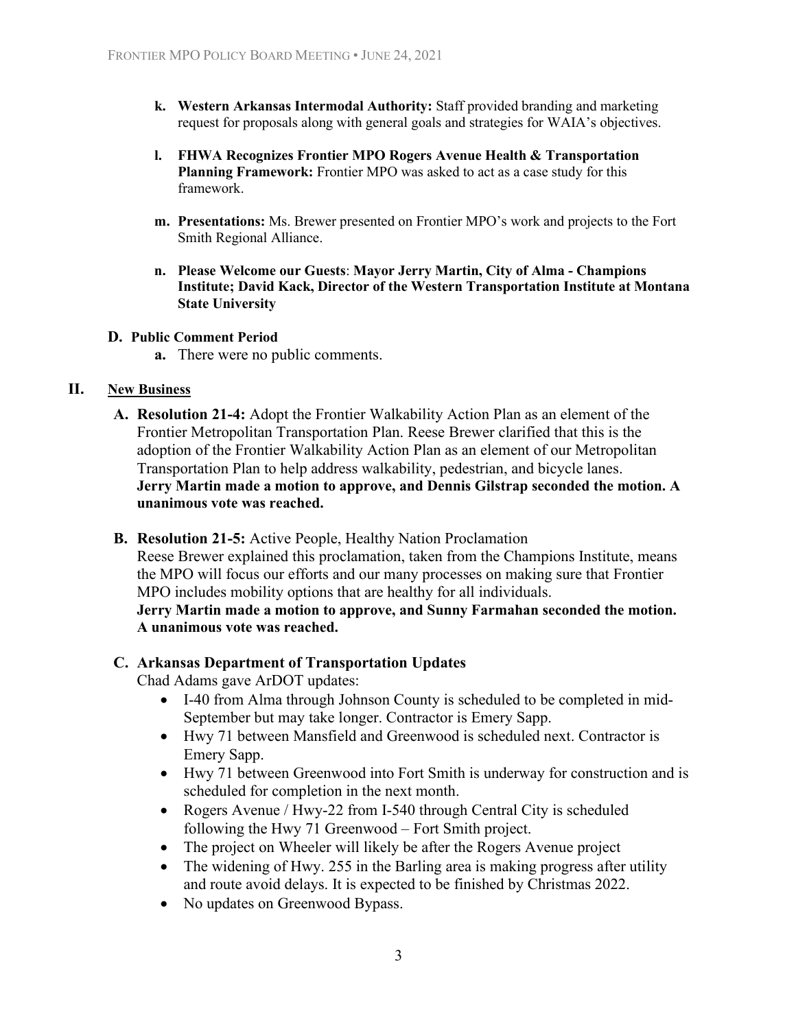- **k. Western Arkansas Intermodal Authority:** Staff provided branding and marketing request for proposals along with general goals and strategies for WAIA's objectives.

- **l. FHWA Recognizes Frontier MPO Rogers Avenue Health & Transportation Planning Framework:** Frontier MPO was asked to act as a case study for this framework.

- **m. Presentations:** Ms. Brewer presented on Frontier MPO's work and projects to the Fort Smith Regional Alliance.

- **n. Please Welcome our Guests**: **Mayor Jerry Martin, City of Alma - Champions Institute; David Kack, Director of the Western Transportation Institute at Montana State University**

### D. Public Comment Period

- **a.** There were no public comments.

## II. New Business

**A. Resolution 21-4:** Adopt the Frontier Walkability Action Plan as an element of the Frontier Metropolitan Transportation Plan. Reese Brewer clarified that this is the adoption of the Frontier Walkability Action Plan as an element of our Metropolitan Transportation Plan to help address walkability, pedestrian, and bicycle lanes.
**Jerry Martin made a motion to approve, and Dennis Gilstrap seconded the motion. A unanimous vote was reached.**

**B. Resolution 21-5:** Active People, Healthy Nation Proclamation
Reese Brewer explained this proclamation, taken from the Champions Institute, means the MPO will focus our efforts and our many processes on making sure that Frontier MPO includes mobility options that are healthy for all individuals.
**Jerry Martin made a motion to approve, and Sunny Farmahan seconded the motion. A unanimous vote was reached.**

**C. Arkansas Department of Transportation Updates**

Chad Adams gave ArDOT updates:

- I-40 from Alma through Johnson County is scheduled to be completed in mid-September but may take longer. Contractor is Emery Sapp.
- Hwy 71 between Mansfield and Greenwood is scheduled next. Contractor is Emery Sapp.
- Hwy 71 between Greenwood into Fort Smith is underway for construction and is scheduled for completion in the next month.
- Rogers Avenue / Hwy-22 from I-540 through Central City is scheduled following the Hwy 71 Greenwood – Fort Smith project.
- The project on Wheeler will likely be after the Rogers Avenue project
- The widening of Hwy. 255 in the Barling area is making progress after utility and route avoid delays. It is expected to be finished by Christmas 2022.
- No updates on Greenwood Bypass.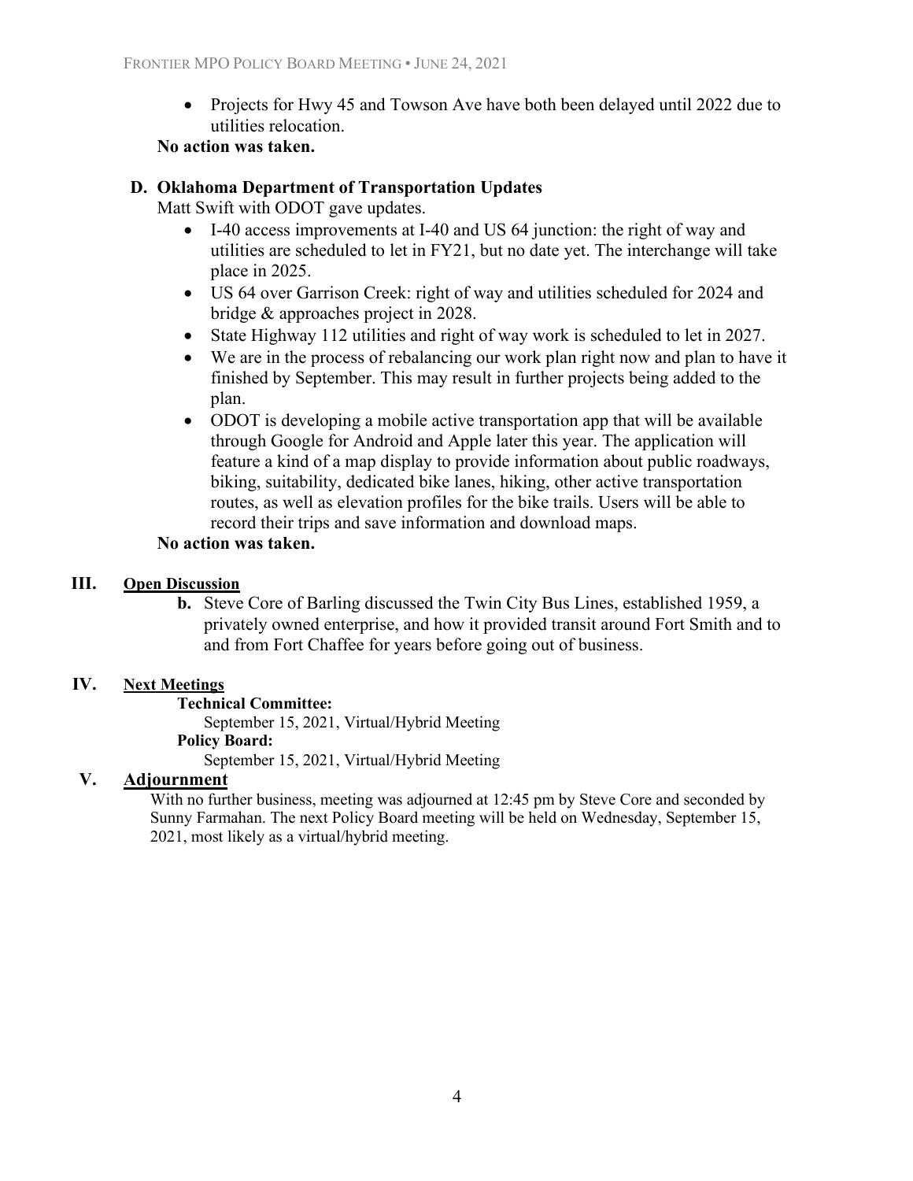- Projects for Hwy 45 and Towson Ave have both been delayed until 2022 due to utilities relocation.

**No action was taken.**

### D. Oklahoma Department of Transportation Updates

Matt Swift with ODOT gave updates.

- I-40 access improvements at I-40 and US 64 junction: the right of way and utilities are scheduled to let in FY21, but no date yet. The interchange will take place in 2025.
- US 64 over Garrison Creek: right of way and utilities scheduled for 2024 and bridge & approaches project in 2028.
- State Highway 112 utilities and right of way work is scheduled to let in 2027.
- We are in the process of rebalancing our work plan right now and plan to have it finished by September. This may result in further projects being added to the plan.
- ODOT is developing a mobile active transportation app that will be available through Google for Android and Apple later this year. The application will feature a kind of a map display to provide information about public roadways, biking, suitability, dedicated bike lanes, hiking, other active transportation routes, as well as elevation profiles for the bike trails. Users will be able to record their trips and save information and download maps.

**No action was taken.**

## III. Open Discussion

**b.** Steve Core of Barling discussed the Twin City Bus Lines, established 1959, a privately owned enterprise, and how it provided transit around Fort Smith and to and from Fort Chaffee for years before going out of business.

## IV. Next Meetings

**Technical Committee:**

September 15, 2021, Virtual/Hybrid Meeting

**Policy Board:**

September 15, 2021, Virtual/Hybrid Meeting

## V. Adjournment

With no further business, meeting was adjourned at 12:45 pm by Steve Core and seconded by Sunny Farmahan. The next Policy Board meeting will be held on Wednesday, September 15, 2021, most likely as a virtual/hybrid meeting.